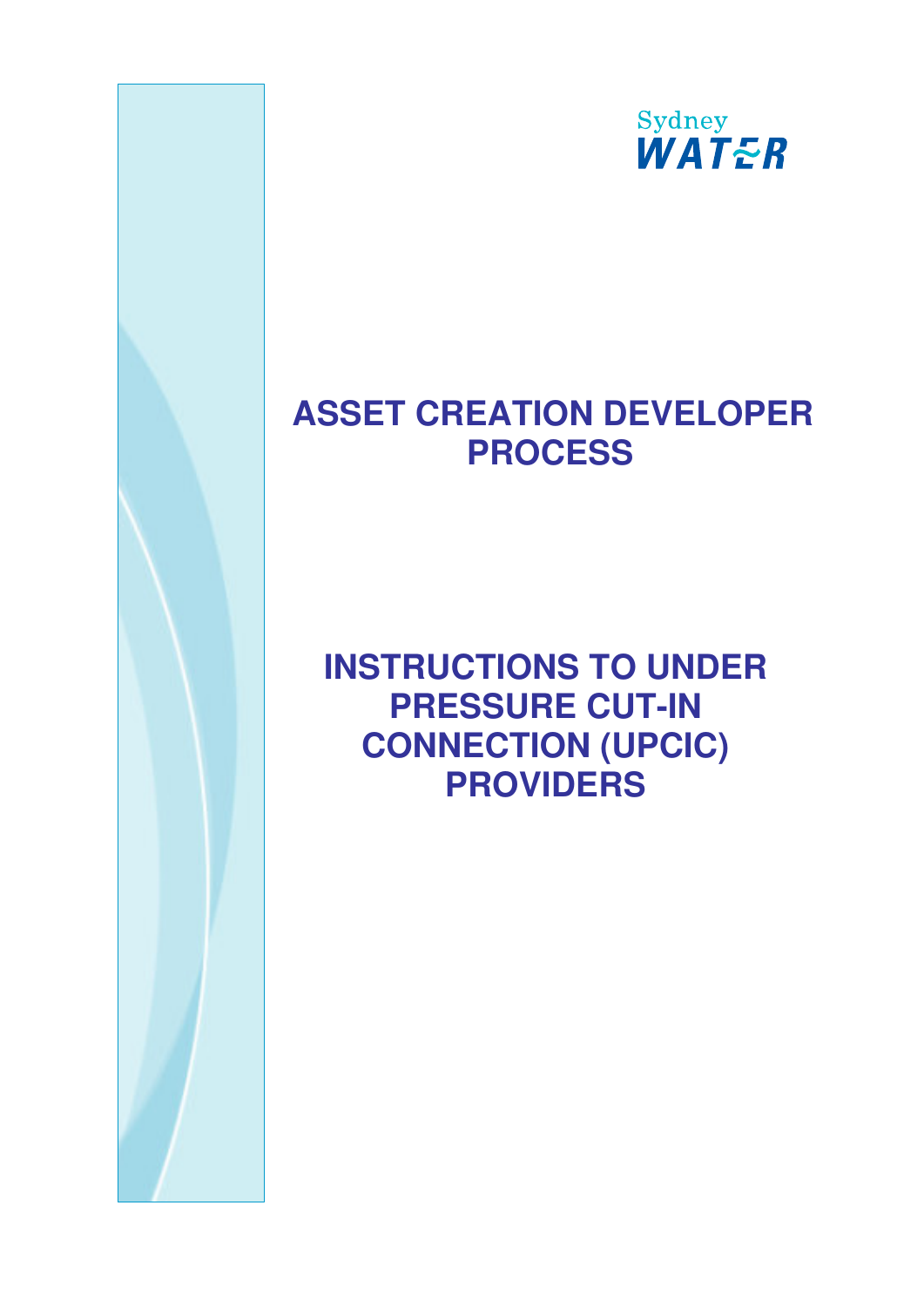Sydney WATER

# ASSET CREATION DEVELOPER PROCESS

# INSTRUCTIONS TO UNDER PRESSURE CUT-IN CONNECTION (UPCIC) PROVIDERS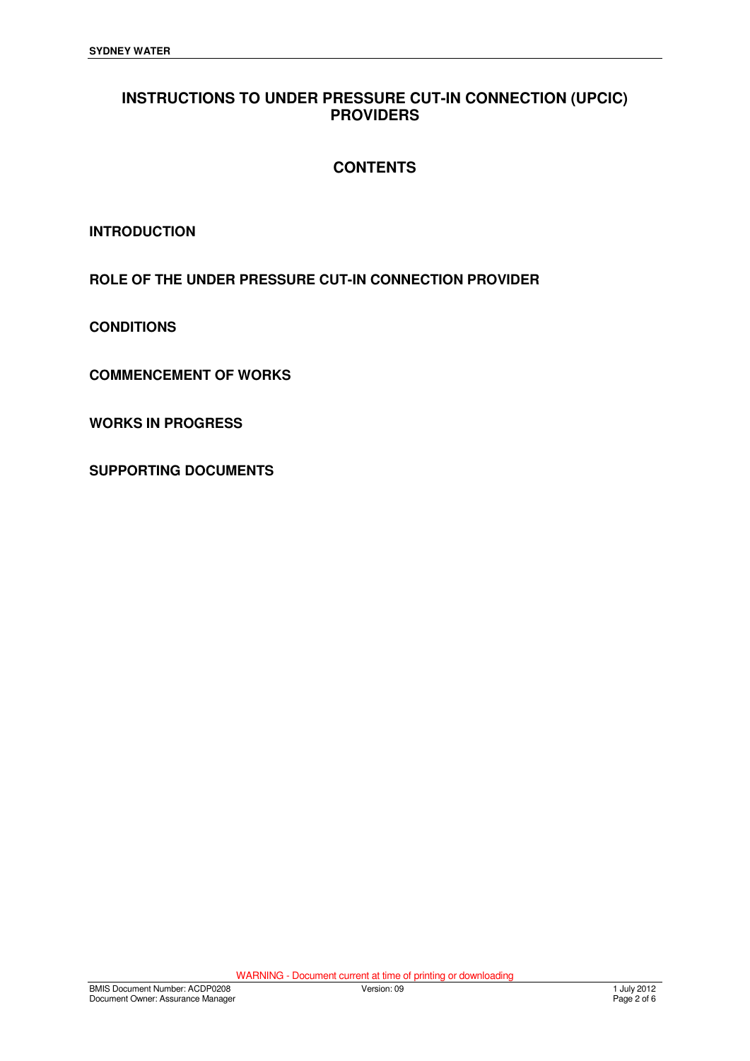# INSTRUCTIONS TO UNDER PRESSURE CUT-IN CONNECTION (UPCIC) PROVIDERS

## CONTENTS

**INTRODUCTION**

**ROLE OF THE UNDER PRESSURE CUT-IN CONNECTION PROVIDER**

**CONDITIONS**

**COMMENCEMENT OF WORKS**

**WORKS IN PROGRESS**

**SUPPORTING DOCUMENTS**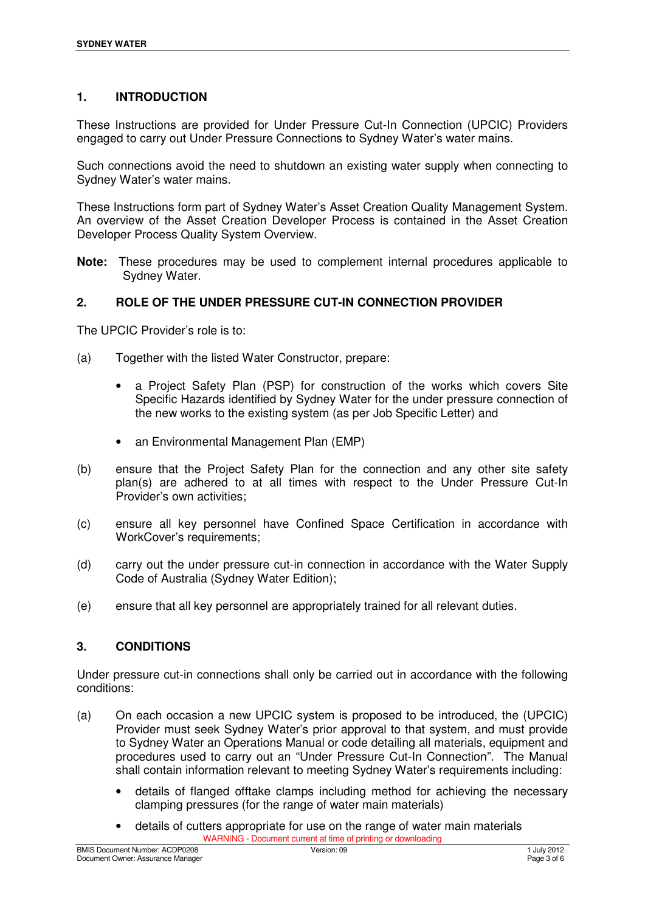## 1. INTRODUCTION

These Instructions are provided for Under Pressure Cut-In Connection (UPCIC) Providers engaged to carry out Under Pressure Connections to Sydney Water's water mains.

Such connections avoid the need to shutdown an existing water supply when connecting to Sydney Water's water mains.

These Instructions form part of Sydney Water's Asset Creation Quality Management System. An overview of the Asset Creation Developer Process is contained in the Asset Creation Developer Process Quality System Overview.

**Note:** These procedures may be used to complement internal procedures applicable to Sydney Water.

## 2. ROLE OF THE UNDER PRESSURE CUT-IN CONNECTION PROVIDER

The UPCIC Provider's role is to:

(a) Together with the listed Water Constructor, prepare:

- a Project Safety Plan (PSP) for construction of the works which covers Site Specific Hazards identified by Sydney Water for the under pressure connection of the new works to the existing system (as per Job Specific Letter) and
- an Environmental Management Plan (EMP)

(b) ensure that the Project Safety Plan for the connection and any other site safety plan(s) are adhered to at all times with respect to the Under Pressure Cut-In Provider's own activities;

(c) ensure all key personnel have Confined Space Certification in accordance with WorkCover's requirements;

(d) carry out the under pressure cut-in connection in accordance with the Water Supply Code of Australia (Sydney Water Edition);

(e) ensure that all key personnel are appropriately trained for all relevant duties.

## 3. CONDITIONS

Under pressure cut-in connections shall only be carried out in accordance with the following conditions:

(a) On each occasion a new UPCIC system is proposed to be introduced, the (UPCIC) Provider must seek Sydney Water's prior approval to that system, and must provide to Sydney Water an Operations Manual or code detailing all materials, equipment and procedures used to carry out an "Under Pressure Cut-In Connection". The Manual shall contain information relevant to meeting Sydney Water's requirements including:

- details of flanged offtake clamps including method for achieving the necessary clamping pressures (for the range of water main materials)
- details of cutters appropriate for use on the range of water main materials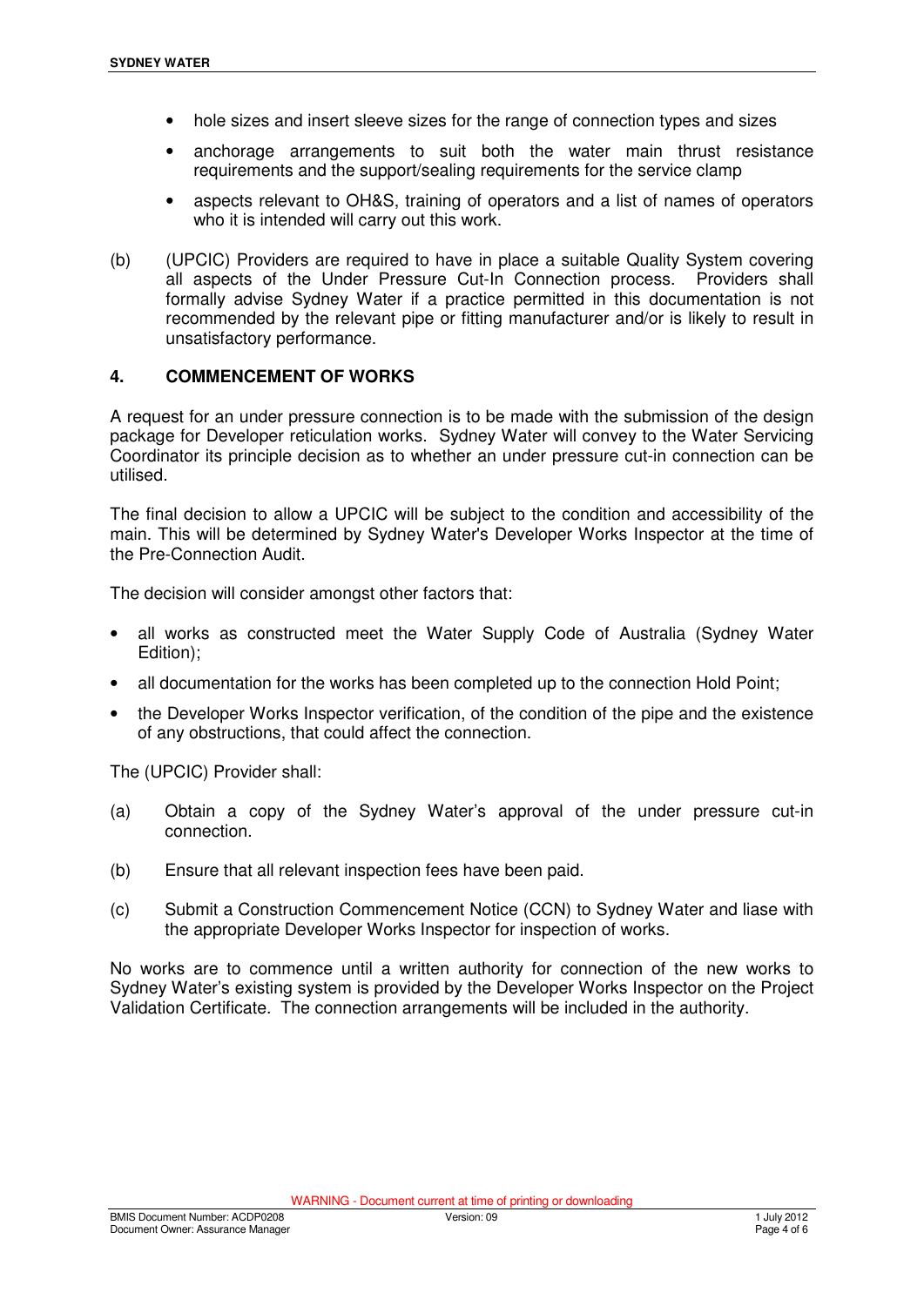- hole sizes and insert sleeve sizes for the range of connection types and sizes
- anchorage arrangements to suit both the water main thrust resistance requirements and the support/sealing requirements for the service clamp
- aspects relevant to OH&S, training of operators and a list of names of operators who it is intended will carry out this work.

(b) (UPCIC) Providers are required to have in place a suitable Quality System covering all aspects of the Under Pressure Cut-In Connection process. Providers shall formally advise Sydney Water if a practice permitted in this documentation is not recommended by the relevant pipe or fitting manufacturer and/or is likely to result in unsatisfactory performance.

## 4. COMMENCEMENT OF WORKS

A request for an under pressure connection is to be made with the submission of the design package for Developer reticulation works. Sydney Water will convey to the Water Servicing Coordinator its principle decision as to whether an under pressure cut-in connection can be utilised.

The final decision to allow a UPCIC will be subject to the condition and accessibility of the main. This will be determined by Sydney Water's Developer Works Inspector at the time of the Pre-Connection Audit.

The decision will consider amongst other factors that:

- all works as constructed meet the Water Supply Code of Australia (Sydney Water Edition);
- all documentation for the works has been completed up to the connection Hold Point;
- the Developer Works Inspector verification, of the condition of the pipe and the existence of any obstructions, that could affect the connection.

The (UPCIC) Provider shall:

(a) Obtain a copy of the Sydney Water's approval of the under pressure cut-in connection.

(b) Ensure that all relevant inspection fees have been paid.

(c) Submit a Construction Commencement Notice (CCN) to Sydney Water and liase with the appropriate Developer Works Inspector for inspection of works.

No works are to commence until a written authority for connection of the new works to Sydney Water's existing system is provided by the Developer Works Inspector on the Project Validation Certificate. The connection arrangements will be included in the authority.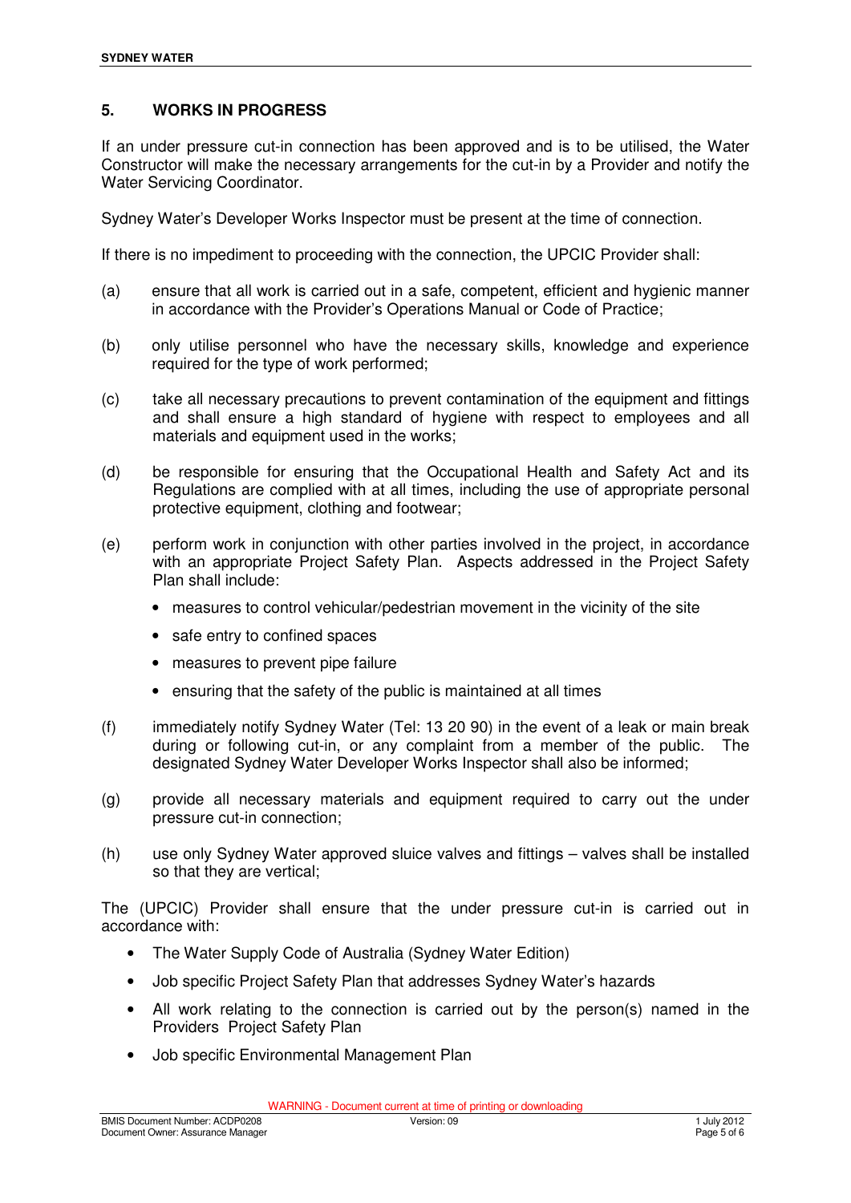## 5. WORKS IN PROGRESS

If an under pressure cut-in connection has been approved and is to be utilised, the Water Constructor will make the necessary arrangements for the cut-in by a Provider and notify the Water Servicing Coordinator.

Sydney Water's Developer Works Inspector must be present at the time of connection.

If there is no impediment to proceeding with the connection, the UPCIC Provider shall:

(a) ensure that all work is carried out in a safe, competent, efficient and hygienic manner in accordance with the Provider's Operations Manual or Code of Practice;

(b) only utilise personnel who have the necessary skills, knowledge and experience required for the type of work performed;

(c) take all necessary precautions to prevent contamination of the equipment and fittings and shall ensure a high standard of hygiene with respect to employees and all materials and equipment used in the works;

(d) be responsible for ensuring that the Occupational Health and Safety Act and its Regulations are complied with at all times, including the use of appropriate personal protective equipment, clothing and footwear;

(e) perform work in conjunction with other parties involved in the project, in accordance with an appropriate Project Safety Plan. Aspects addressed in the Project Safety Plan shall include:
   - measures to control vehicular/pedestrian movement in the vicinity of the site
   - safe entry to confined spaces
   - measures to prevent pipe failure
   - ensuring that the safety of the public is maintained at all times

(f) immediately notify Sydney Water (Tel: 13 20 90) in the event of a leak or main break during or following cut-in, or any complaint from a member of the public. The designated Sydney Water Developer Works Inspector shall also be informed;

(g) provide all necessary materials and equipment required to carry out the under pressure cut-in connection;

(h) use only Sydney Water approved sluice valves and fittings – valves shall be installed so that they are vertical;

The (UPCIC) Provider shall ensure that the under pressure cut-in is carried out in accordance with:

- The Water Supply Code of Australia (Sydney Water Edition)
- Job specific Project Safety Plan that addresses Sydney Water's hazards
- All work relating to the connection is carried out by the person(s) named in the Providers Project Safety Plan
- Job specific Environmental Management Plan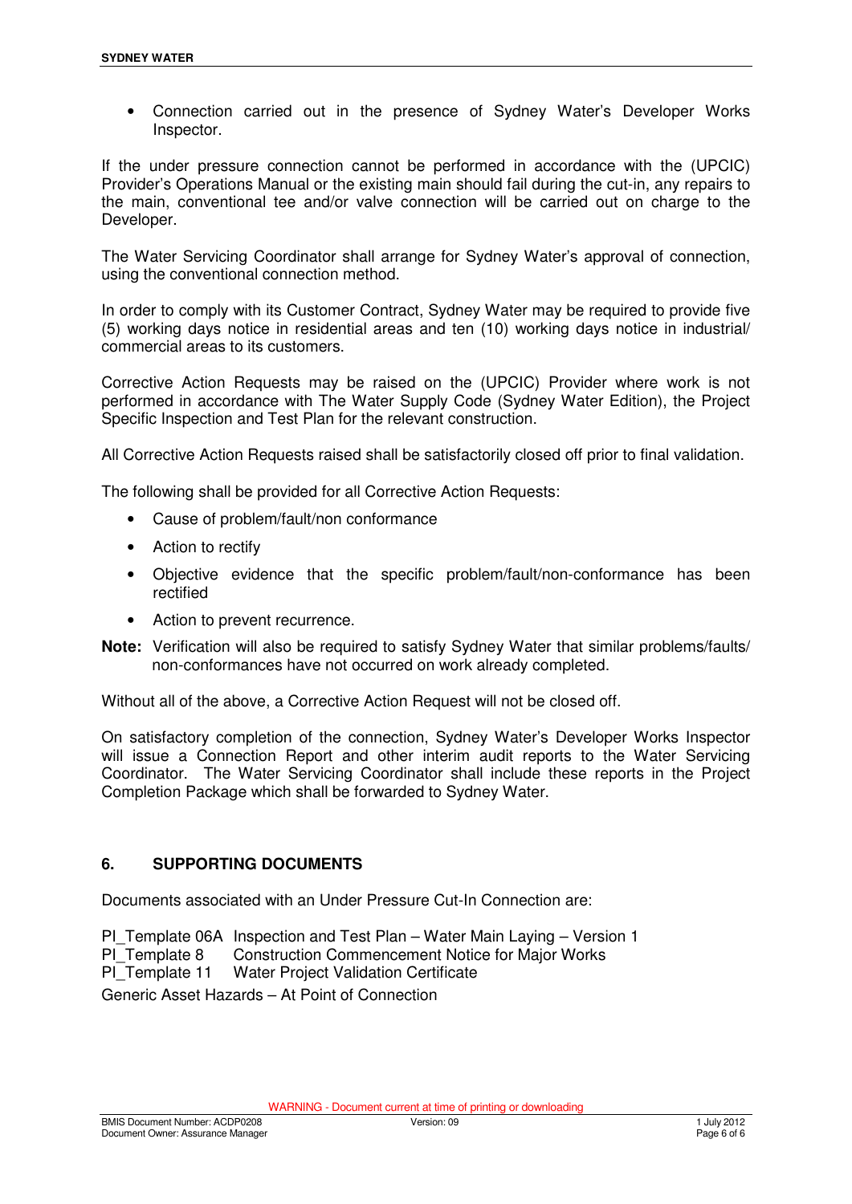- Connection carried out in the presence of Sydney Water's Developer Works Inspector.

If the under pressure connection cannot be performed in accordance with the (UPCIC) Provider's Operations Manual or the existing main should fail during the cut-in, any repairs to the main, conventional tee and/or valve connection will be carried out on charge to the Developer.

The Water Servicing Coordinator shall arrange for Sydney Water's approval of connection, using the conventional connection method.

In order to comply with its Customer Contract, Sydney Water may be required to provide five (5) working days notice in residential areas and ten (10) working days notice in industrial/ commercial areas to its customers.

Corrective Action Requests may be raised on the (UPCIC) Provider where work is not performed in accordance with The Water Supply Code (Sydney Water Edition), the Project Specific Inspection and Test Plan for the relevant construction.

All Corrective Action Requests raised shall be satisfactorily closed off prior to final validation.

The following shall be provided for all Corrective Action Requests:

- Cause of problem/fault/non conformance
- Action to rectify
- Objective evidence that the specific problem/fault/non-conformance has been rectified
- Action to prevent recurrence.

**Note:** Verification will also be required to satisfy Sydney Water that similar problems/faults/ non-conformances have not occurred on work already completed.

Without all of the above, a Corrective Action Request will not be closed off.

On satisfactory completion of the connection, Sydney Water's Developer Works Inspector will issue a Connection Report and other interim audit reports to the Water Servicing Coordinator. The Water Servicing Coordinator shall include these reports in the Project Completion Package which shall be forwarded to Sydney Water.

## 6. SUPPORTING DOCUMENTS

Documents associated with an Under Pressure Cut-In Connection are:

PI_Template 06A Inspection and Test Plan – Water Main Laying – Version 1
PI_Template 8 Construction Commencement Notice for Major Works
PI_Template 11 Water Project Validation Certificate
Generic Asset Hazards – At Point of Connection